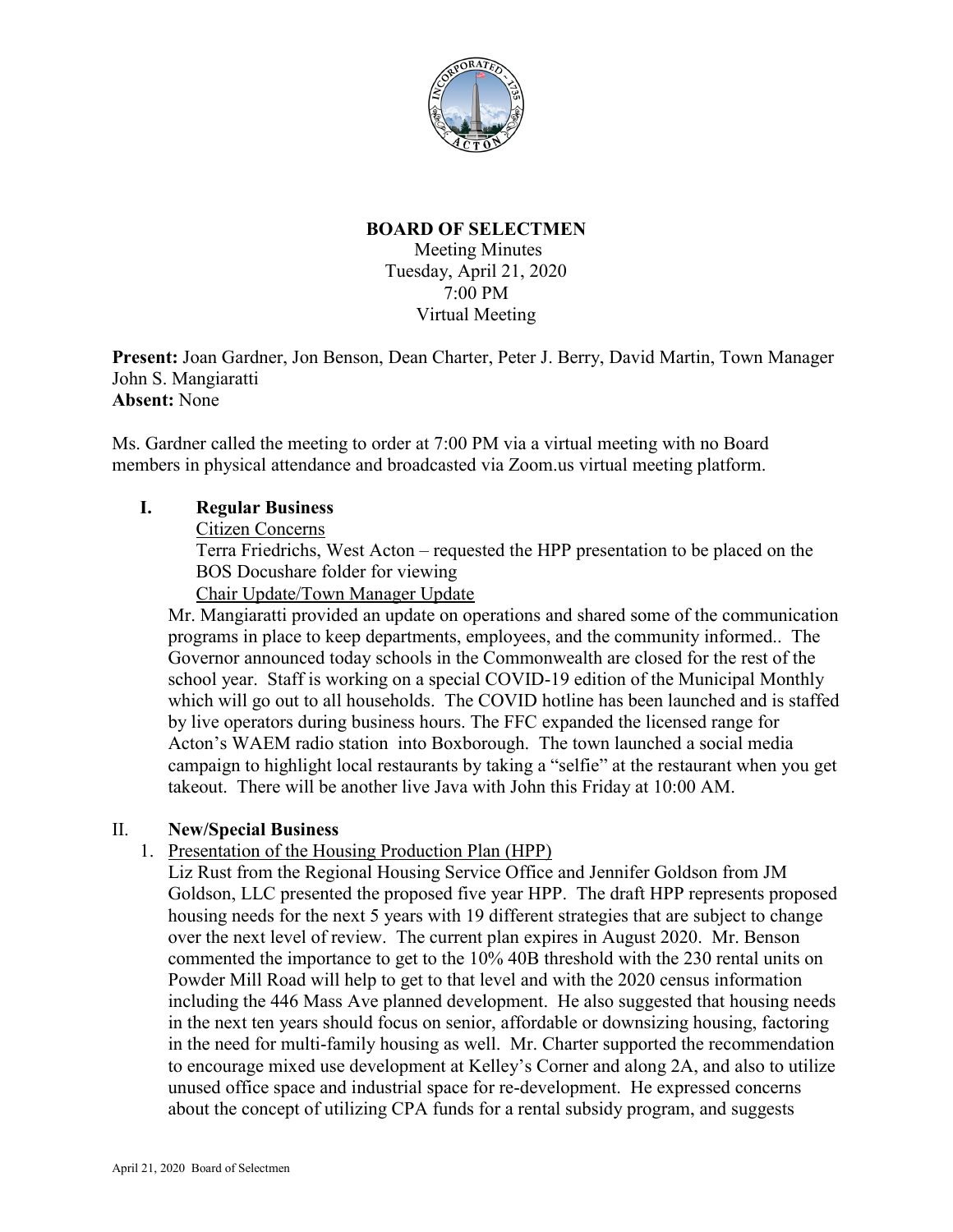# BOARD OF SELECTMEN

Meeting Minutes
Tuesday, April 21, 2020
7:00 PM
Virtual Meeting

**Present:** Joan Gardner, Jon Benson, Dean Charter, Peter J. Berry, David Martin, Town Manager John S. Mangiaratti
**Absent:** None

Ms. Gardner called the meeting to order at 7:00 PM via a virtual meeting with no Board members in physical attendance and broadcasted via Zoom.us virtual meeting platform.

## I. Regular Business

Citizen Concerns

Terra Friedrichs, West Acton – requested the HPP presentation to be placed on the BOS Docushare folder for viewing

Chair Update/Town Manager Update

Mr. Mangiaratti provided an update on operations and shared some of the communication programs in place to keep departments, employees, and the community informed.. The Governor announced today schools in the Commonwealth are closed for the rest of the school year. Staff is working on a special COVID-19 edition of the Municipal Monthly which will go out to all households. The COVID hotline has been launched and is staffed by live operators during business hours. The FFC expanded the licensed range for Acton's WAEM radio station into Boxborough. The town launched a social media campaign to highlight local restaurants by taking a "selfie" at the restaurant when you get takeout. There will be another live Java with John this Friday at 10:00 AM.

## II. New/Special Business

1. Presentation of the Housing Production Plan (HPP)

Liz Rust from the Regional Housing Service Office and Jennifer Goldson from JM Goldson, LLC presented the proposed five year HPP. The draft HPP represents proposed housing needs for the next 5 years with 19 different strategies that are subject to change over the next level of review. The current plan expires in August 2020. Mr. Benson commented the importance to get to the 10% 40B threshold with the 230 rental units on Powder Mill Road will help to get to that level and with the 2020 census information including the 446 Mass Ave planned development. He also suggested that housing needs in the next ten years should focus on senior, affordable or downsizing housing, factoring in the need for multi-family housing as well. Mr. Charter supported the recommendation to encourage mixed use development at Kelley's Corner and along 2A, and also to utilize unused office space and industrial space for re-development. He expressed concerns about the concept of utilizing CPA funds for a rental subsidy program, and suggests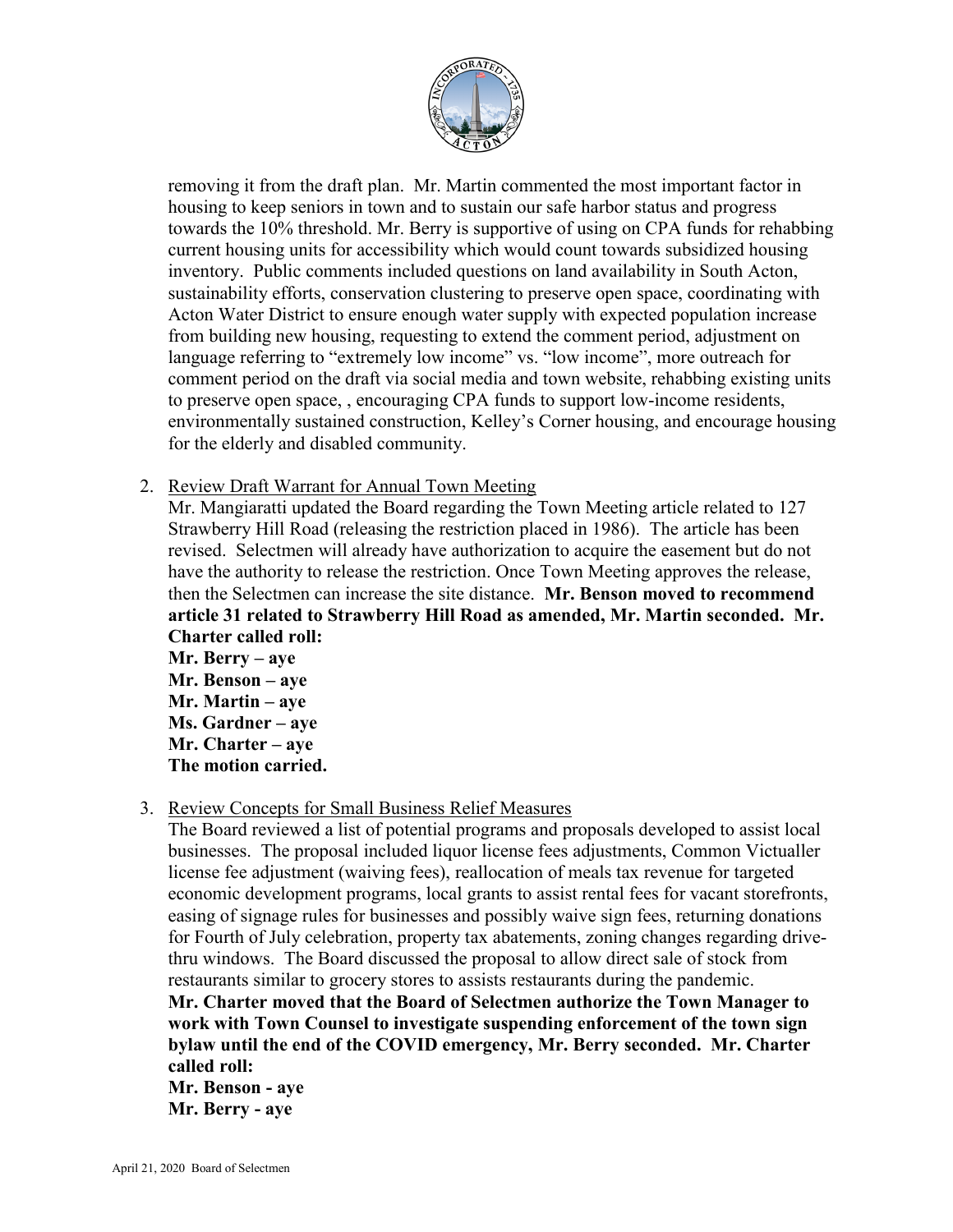removing it from the draft plan. Mr. Martin commented the most important factor in housing to keep seniors in town and to sustain our safe harbor status and progress towards the 10% threshold. Mr. Berry is supportive of using on CPA funds for rehabbing current housing units for accessibility which would count towards subsidized housing inventory. Public comments included questions on land availability in South Acton, sustainability efforts, conservation clustering to preserve open space, coordinating with Acton Water District to ensure enough water supply with expected population increase from building new housing, requesting to extend the comment period, adjustment on language referring to "extremely low income" vs. "low income", more outreach for comment period on the draft via social media and town website, rehabbing existing units to preserve open space, , encouraging CPA funds to support low-income residents, environmentally sustained construction, Kelley's Corner housing, and encourage housing for the elderly and disabled community.

2. Review Draft Warrant for Annual Town Meeting

   Mr. Mangiaratti updated the Board regarding the Town Meeting article related to 127 Strawberry Hill Road (releasing the restriction placed in 1986). The article has been revised. Selectmen will already have authorization to acquire the easement but do not have the authority to release the restriction. Once Town Meeting approves the release, then the Selectmen can increase the site distance. **Mr. Benson moved to recommend article 31 related to Strawberry Hill Road as amended, Mr. Martin seconded. Mr. Charter called roll:**

   **Mr. Berry – aye**
   **Mr. Benson – aye**
   **Mr. Martin – aye**
   **Ms. Gardner – aye**
   **Mr. Charter – aye**
   **The motion carried.**

3. Review Concepts for Small Business Relief Measures

   The Board reviewed a list of potential programs and proposals developed to assist local businesses. The proposal included liquor license fees adjustments, Common Victualler license fee adjustment (waiving fees), reallocation of meals tax revenue for targeted economic development programs, local grants to assist rental fees for vacant storefronts, easing of signage rules for businesses and possibly waive sign fees, returning donations for Fourth of July celebration, property tax abatements, zoning changes regarding drive-thru windows. The Board discussed the proposal to allow direct sale of stock from restaurants similar to grocery stores to assists restaurants during the pandemic.

   **Mr. Charter moved that the Board of Selectmen authorize the Town Manager to work with Town Counsel to investigate suspending enforcement of the town sign bylaw until the end of the COVID emergency, Mr. Berry seconded. Mr. Charter called roll:**

   **Mr. Benson - aye**
   **Mr. Berry - aye**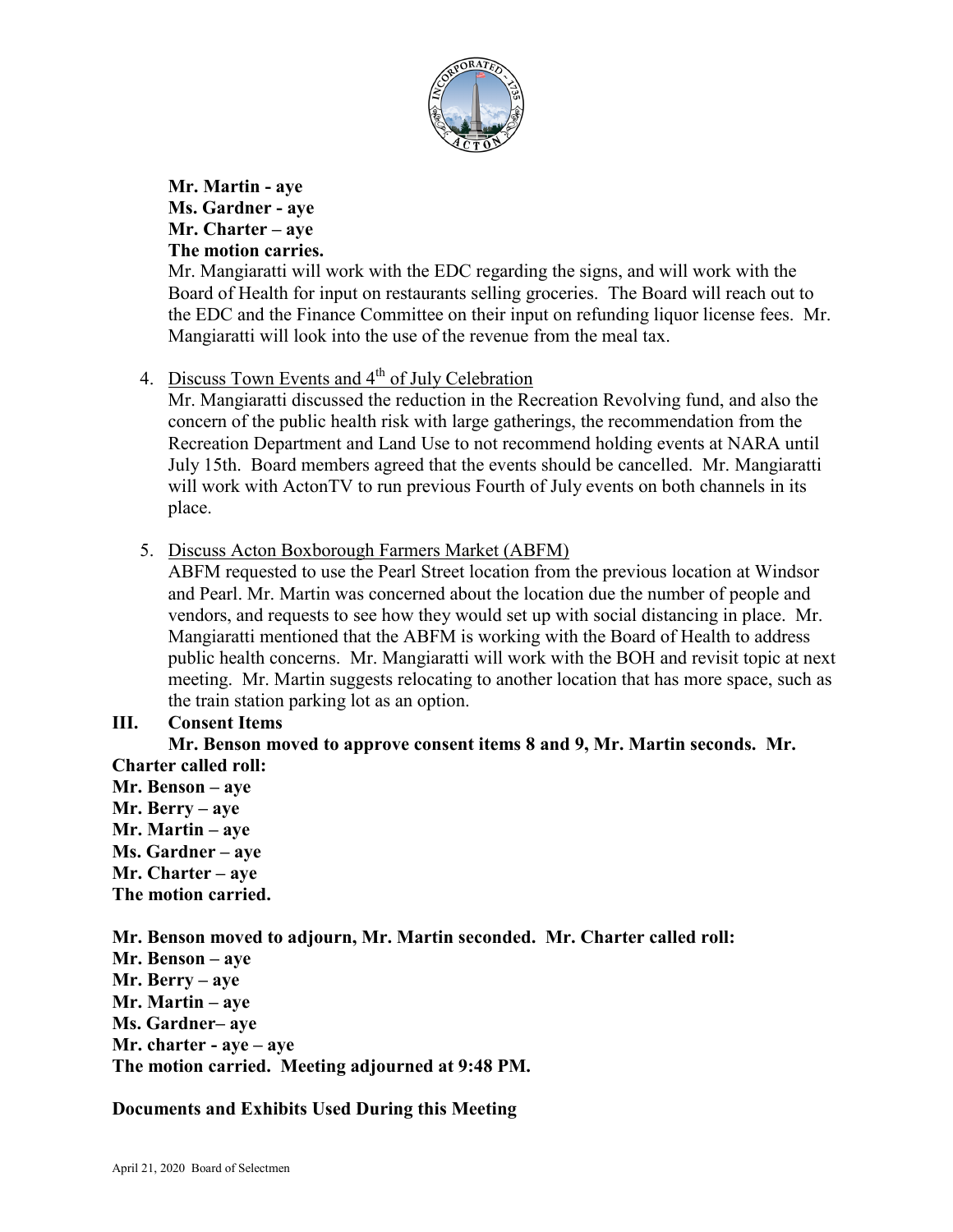**Mr. Martin - aye**
**Ms. Gardner - aye**
**Mr. Charter – aye**
**The motion carries.**

Mr. Mangiaratti will work with the EDC regarding the signs, and will work with the Board of Health for input on restaurants selling groceries. The Board will reach out to the EDC and the Finance Committee on their input on refunding liquor license fees. Mr. Mangiaratti will look into the use of the revenue from the meal tax.

4. Discuss Town Events and 4th of July Celebration

   Mr. Mangiaratti discussed the reduction in the Recreation Revolving fund, and also the concern of the public health risk with large gatherings, the recommendation from the Recreation Department and Land Use to not recommend holding events at NARA until July 15th. Board members agreed that the events should be cancelled. Mr. Mangiaratti will work with ActonTV to run previous Fourth of July events on both channels in its place.

5. Discuss Acton Boxborough Farmers Market (ABFM)

   ABFM requested to use the Pearl Street location from the previous location at Windsor and Pearl. Mr. Martin was concerned about the location due the number of people and vendors, and requests to see how they would set up with social distancing in place. Mr. Mangiaratti mentioned that the ABFM is working with the Board of Health to address public health concerns. Mr. Mangiaratti will work with the BOH and revisit topic at next meeting. Mr. Martin suggests relocating to another location that has more space, such as the train station parking lot as an option.

## III. Consent Items

**Mr. Benson moved to approve consent items 8 and 9, Mr. Martin seconds. Mr. Charter called roll:**
**Mr. Benson – aye**
**Mr. Berry – aye**
**Mr. Martin – aye**
**Ms. Gardner – aye**
**Mr. Charter – aye**
**The motion carried.**

**Mr. Benson moved to adjourn, Mr. Martin seconded. Mr. Charter called roll:**
**Mr. Benson – aye**
**Mr. Berry – aye**
**Mr. Martin – aye**
**Ms. Gardner– aye**
**Mr. charter - aye – aye**
**The motion carried. Meeting adjourned at 9:48 PM.**

**Documents and Exhibits Used During this Meeting**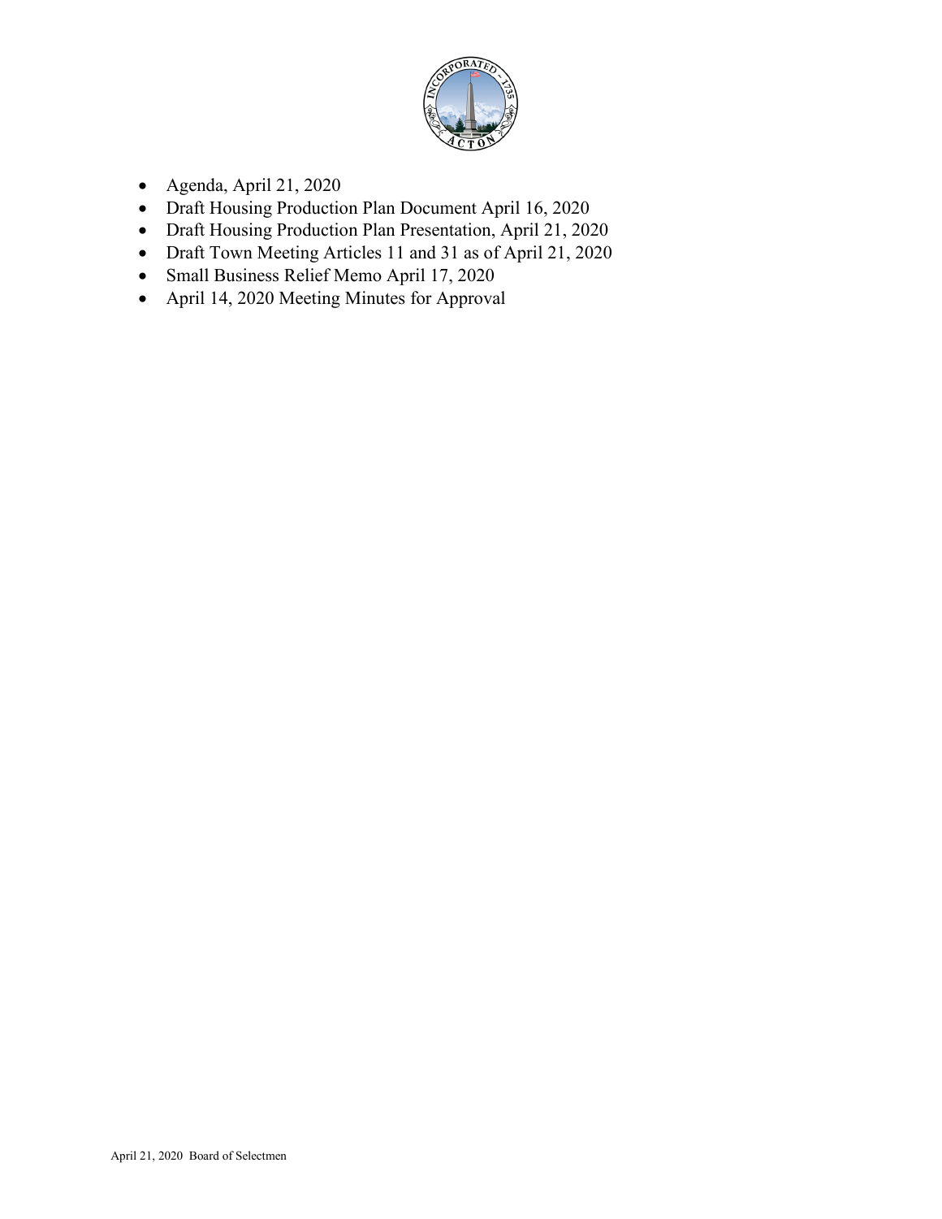- Agenda, April 21, 2020
- Draft Housing Production Plan Document April 16, 2020
- Draft Housing Production Plan Presentation, April 21, 2020
- Draft Town Meeting Articles 11 and 31 as of April 21, 2020
- Small Business Relief Memo April 17, 2020
- April 14, 2020 Meeting Minutes for Approval